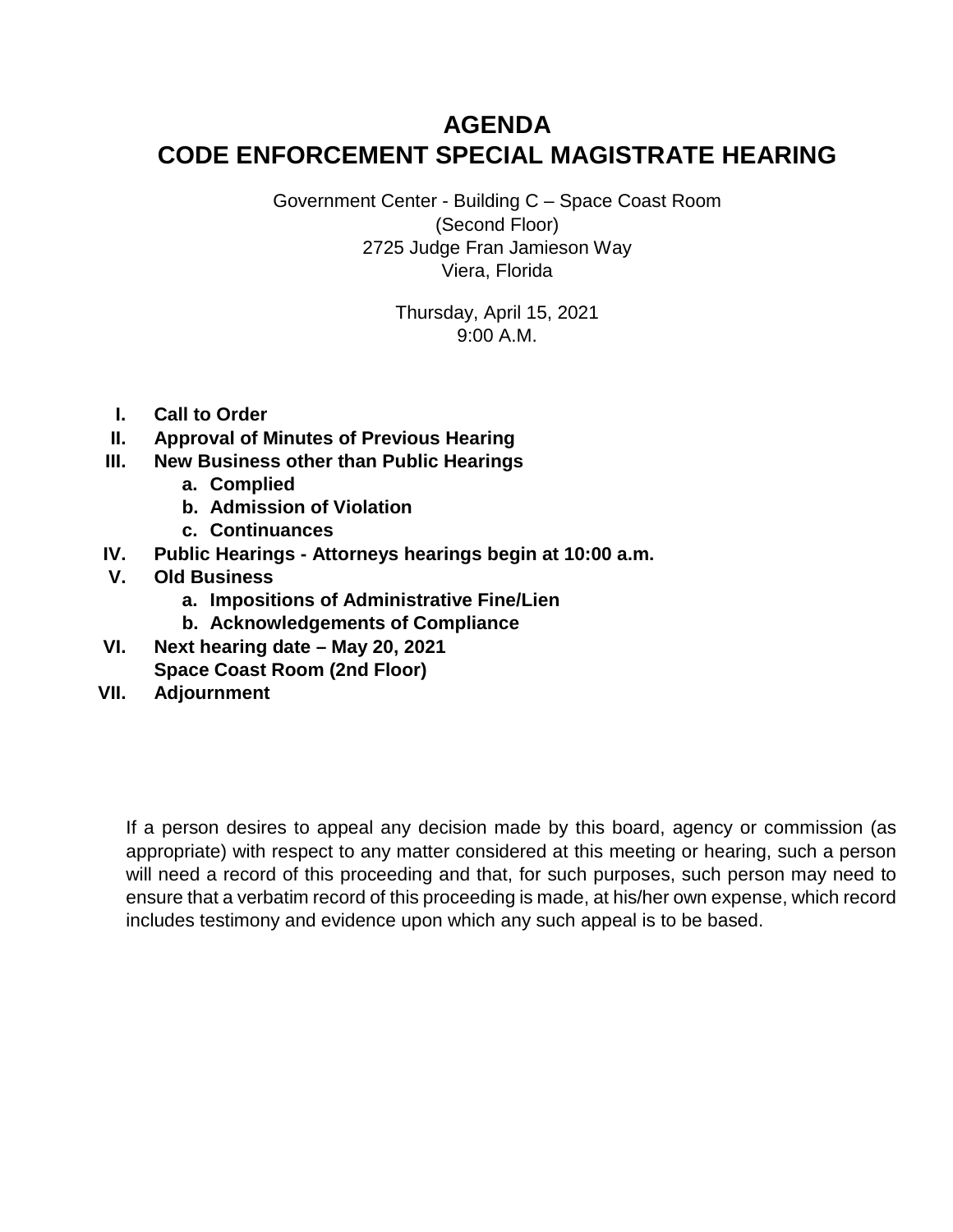# AGENDA
# CODE ENFORCEMENT SPECIAL MAGISTRATE HEARING

Government Center - Building C – Space Coast Room
(Second Floor)
2725 Judge Fran Jamieson Way
Viera, Florida

Thursday, April 15, 2021
9:00 A.M.

- **I. Call to Order**
- **II. Approval of Minutes of Previous Hearing**
- **III. New Business other than Public Hearings**
  - **a. Complied**
  - **b. Admission of Violation**
  - **c. Continuances**
- **IV. Public Hearings - Attorneys hearings begin at 10:00 a.m.**
- **V. Old Business**
  - **a. Impositions of Administrative Fine/Lien**
  - **b. Acknowledgements of Compliance**
- **VI. Next hearing date – May 20, 2021**
  **Space Coast Room (2nd Floor)**
- **VII. Adjournment**

If a person desires to appeal any decision made by this board, agency or commission (as appropriate) with respect to any matter considered at this meeting or hearing, such a person will need a record of this proceeding and that, for such purposes, such person may need to ensure that a verbatim record of this proceeding is made, at his/her own expense, which record includes testimony and evidence upon which any such appeal is to be based.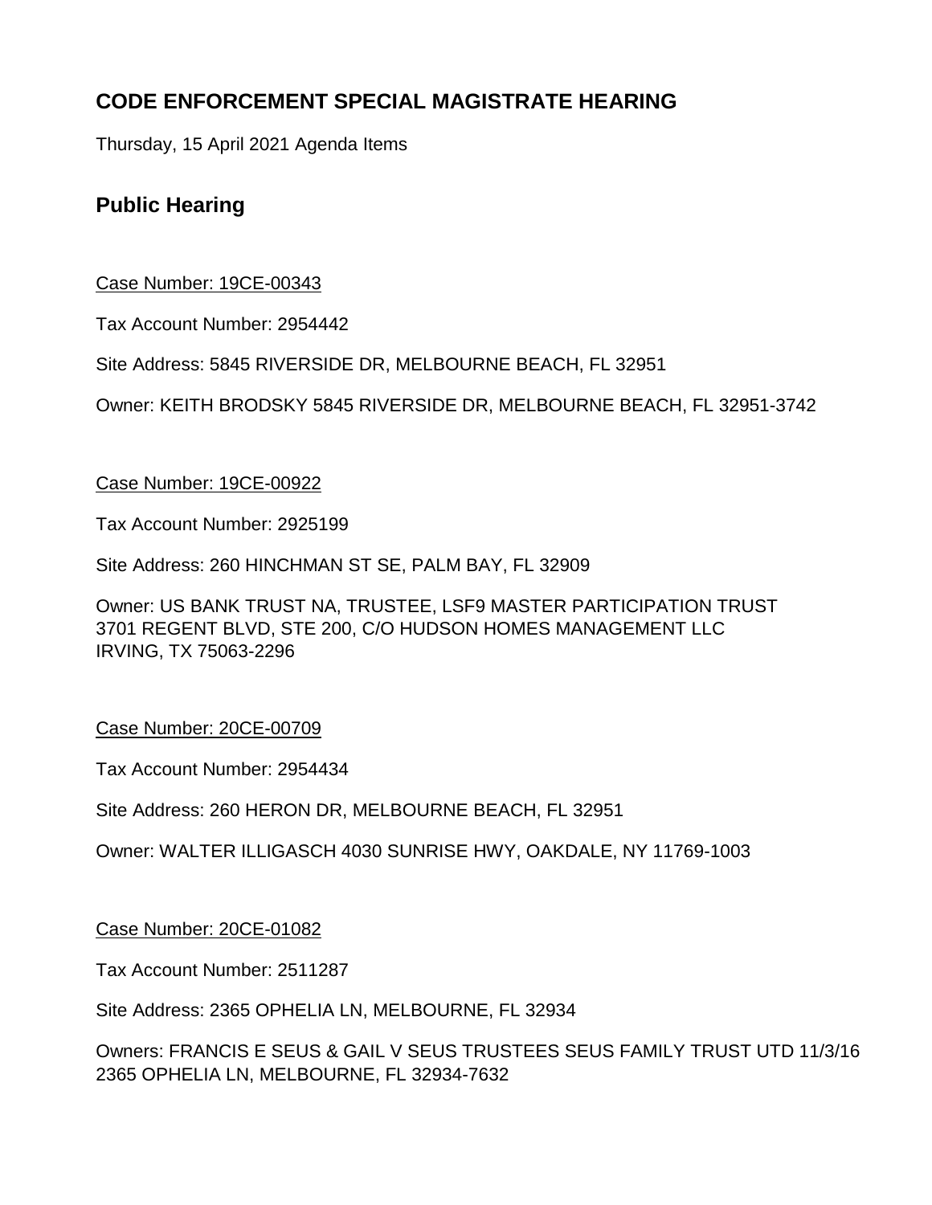## CODE ENFORCEMENT SPECIAL MAGISTRATE HEARING

Thursday, 15 April 2021 Agenda Items

### Public Hearing

Case Number: 19CE-00343

Tax Account Number: 2954442

Site Address: 5845 RIVERSIDE DR, MELBOURNE BEACH, FL 32951

Owner: KEITH BRODSKY 5845 RIVERSIDE DR, MELBOURNE BEACH, FL 32951-3742

Case Number: 19CE-00922

Tax Account Number: 2925199

Site Address: 260 HINCHMAN ST SE, PALM BAY, FL 32909

Owner: US BANK TRUST NA, TRUSTEE, LSF9 MASTER PARTICIPATION TRUST
3701 REGENT BLVD, STE 200, C/O HUDSON HOMES MANAGEMENT LLC
IRVING, TX 75063-2296

Case Number: 20CE-00709

Tax Account Number: 2954434

Site Address: 260 HERON DR, MELBOURNE BEACH, FL 32951

Owner: WALTER ILLIGASCH 4030 SUNRISE HWY, OAKDALE, NY 11769-1003

Case Number: 20CE-01082

Tax Account Number: 2511287

Site Address: 2365 OPHELIA LN, MELBOURNE, FL 32934

Owners: FRANCIS E SEUS & GAIL V SEUS TRUSTEES SEUS FAMILY TRUST UTD 11/3/16
2365 OPHELIA LN, MELBOURNE, FL 32934-7632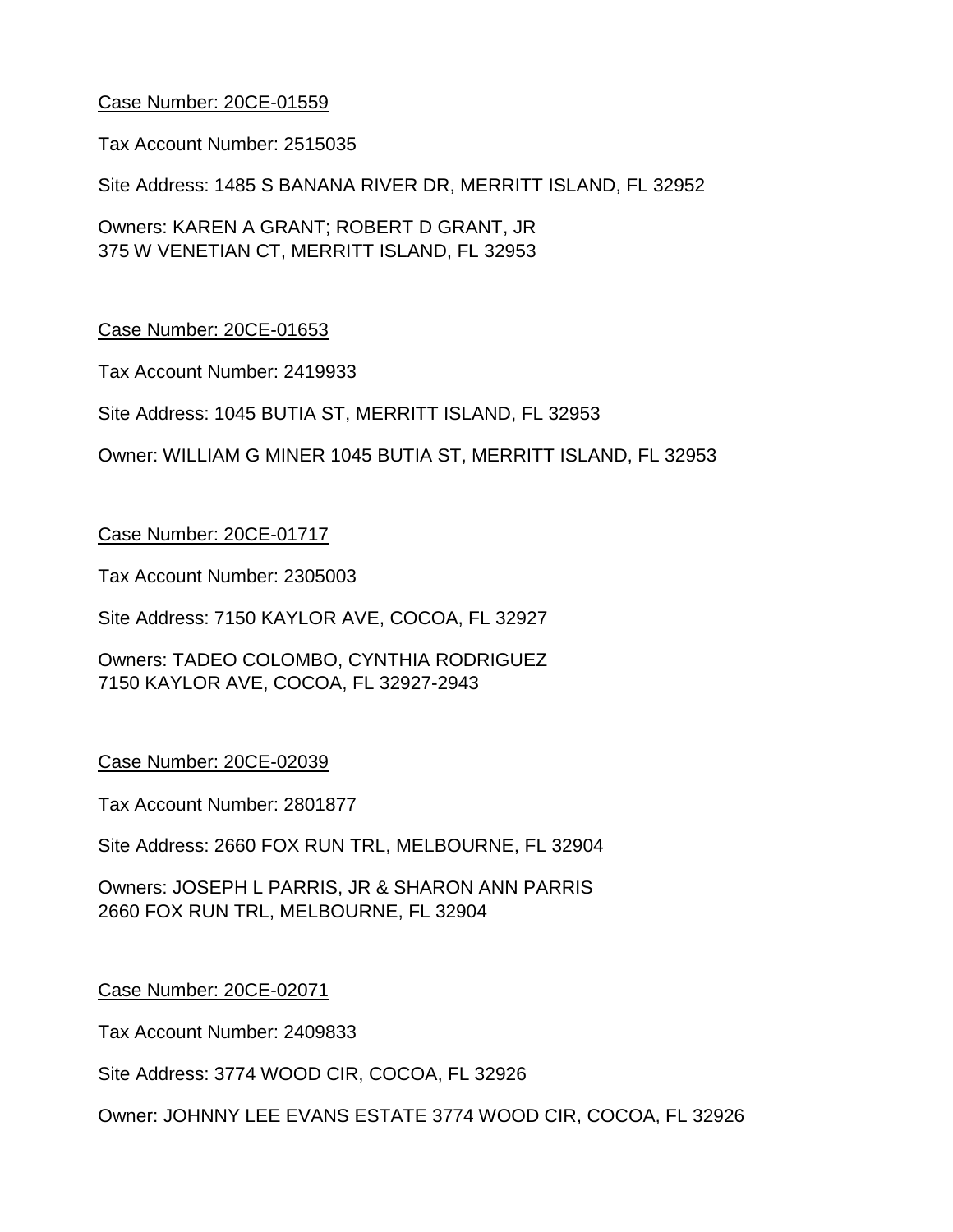Case Number: 20CE-01559

Tax Account Number: 2515035

Site Address: 1485 S BANANA RIVER DR, MERRITT ISLAND, FL 32952

Owners: KAREN A GRANT; ROBERT D GRANT, JR
375 W VENETIAN CT, MERRITT ISLAND, FL 32953

Case Number: 20CE-01653

Tax Account Number: 2419933

Site Address: 1045 BUTIA ST, MERRITT ISLAND, FL 32953

Owner: WILLIAM G MINER 1045 BUTIA ST, MERRITT ISLAND, FL 32953

Case Number: 20CE-01717

Tax Account Number: 2305003

Site Address: 7150 KAYLOR AVE, COCOA, FL 32927

Owners: TADEO COLOMBO, CYNTHIA RODRIGUEZ
7150 KAYLOR AVE, COCOA, FL 32927-2943

Case Number: 20CE-02039

Tax Account Number: 2801877

Site Address: 2660 FOX RUN TRL, MELBOURNE, FL 32904

Owners: JOSEPH L PARRIS, JR & SHARON ANN PARRIS
2660 FOX RUN TRL, MELBOURNE, FL 32904

Case Number: 20CE-02071

Tax Account Number: 2409833

Site Address: 3774 WOOD CIR, COCOA, FL 32926

Owner: JOHNNY LEE EVANS ESTATE 3774 WOOD CIR, COCOA, FL 32926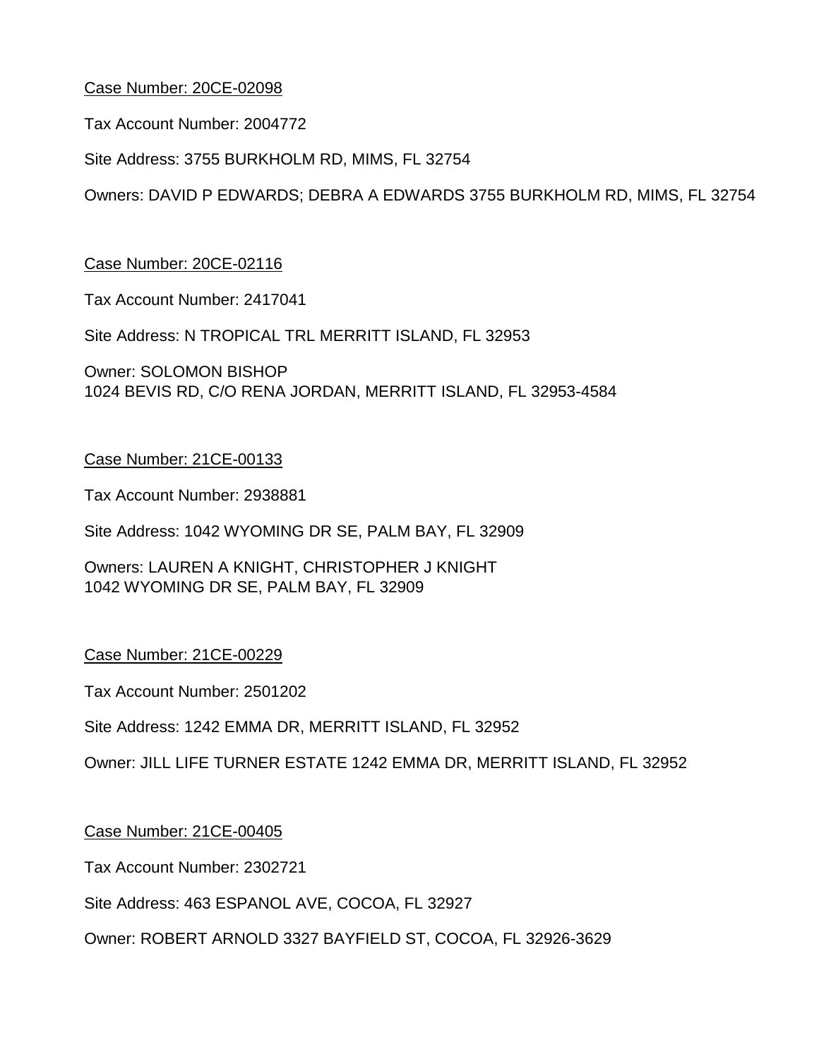Case Number: 20CE-02098

Tax Account Number: 2004772

Site Address: 3755 BURKHOLM RD, MIMS, FL 32754

Owners: DAVID P EDWARDS; DEBRA A EDWARDS 3755 BURKHOLM RD, MIMS, FL 32754

Case Number: 20CE-02116

Tax Account Number: 2417041

Site Address: N TROPICAL TRL MERRITT ISLAND, FL 32953

Owner: SOLOMON BISHOP
1024 BEVIS RD, C/O RENA JORDAN, MERRITT ISLAND, FL 32953-4584

Case Number: 21CE-00133

Tax Account Number: 2938881

Site Address: 1042 WYOMING DR SE, PALM BAY, FL 32909

Owners: LAUREN A KNIGHT, CHRISTOPHER J KNIGHT
1042 WYOMING DR SE, PALM BAY, FL 32909

Case Number: 21CE-00229

Tax Account Number: 2501202

Site Address: 1242 EMMA DR, MERRITT ISLAND, FL 32952

Owner: JILL LIFE TURNER ESTATE 1242 EMMA DR, MERRITT ISLAND, FL 32952

Case Number: 21CE-00405

Tax Account Number: 2302721

Site Address: 463 ESPANOL AVE, COCOA, FL 32927

Owner: ROBERT ARNOLD 3327 BAYFIELD ST, COCOA, FL 32926-3629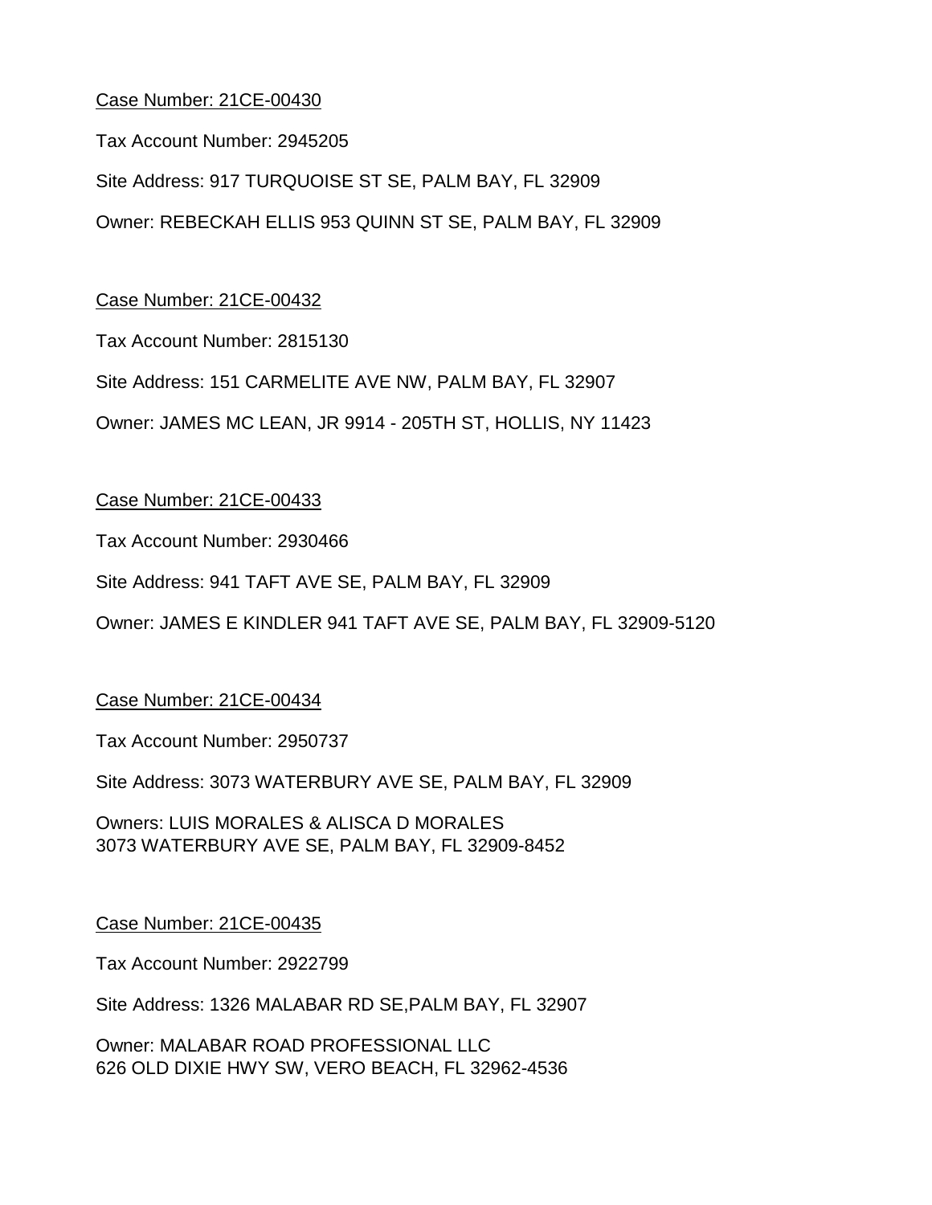<u>Case Number: 21CE-00430</u>

Tax Account Number: 2945205

Site Address: 917 TURQUOISE ST SE, PALM BAY, FL 32909

Owner: REBECKAH ELLIS 953 QUINN ST SE, PALM BAY, FL 32909

<u>Case Number: 21CE-00432</u>

Tax Account Number: 2815130

Site Address: 151 CARMELITE AVE NW, PALM BAY, FL 32907

Owner: JAMES MC LEAN, JR 9914 - 205TH ST, HOLLIS, NY 11423

<u>Case Number: 21CE-00433</u>

Tax Account Number: 2930466

Site Address: 941 TAFT AVE SE, PALM BAY, FL 32909

Owner: JAMES E KINDLER 941 TAFT AVE SE, PALM BAY, FL 32909-5120

<u>Case Number: 21CE-00434</u>

Tax Account Number: 2950737

Site Address: 3073 WATERBURY AVE SE, PALM BAY, FL 32909

Owners: LUIS MORALES & ALISCA D MORALES
3073 WATERBURY AVE SE, PALM BAY, FL 32909-8452

<u>Case Number: 21CE-00435</u>

Tax Account Number: 2922799

Site Address: 1326 MALABAR RD SE,PALM BAY, FL 32907

Owner: MALABAR ROAD PROFESSIONAL LLC
626 OLD DIXIE HWY SW, VERO BEACH, FL 32962-4536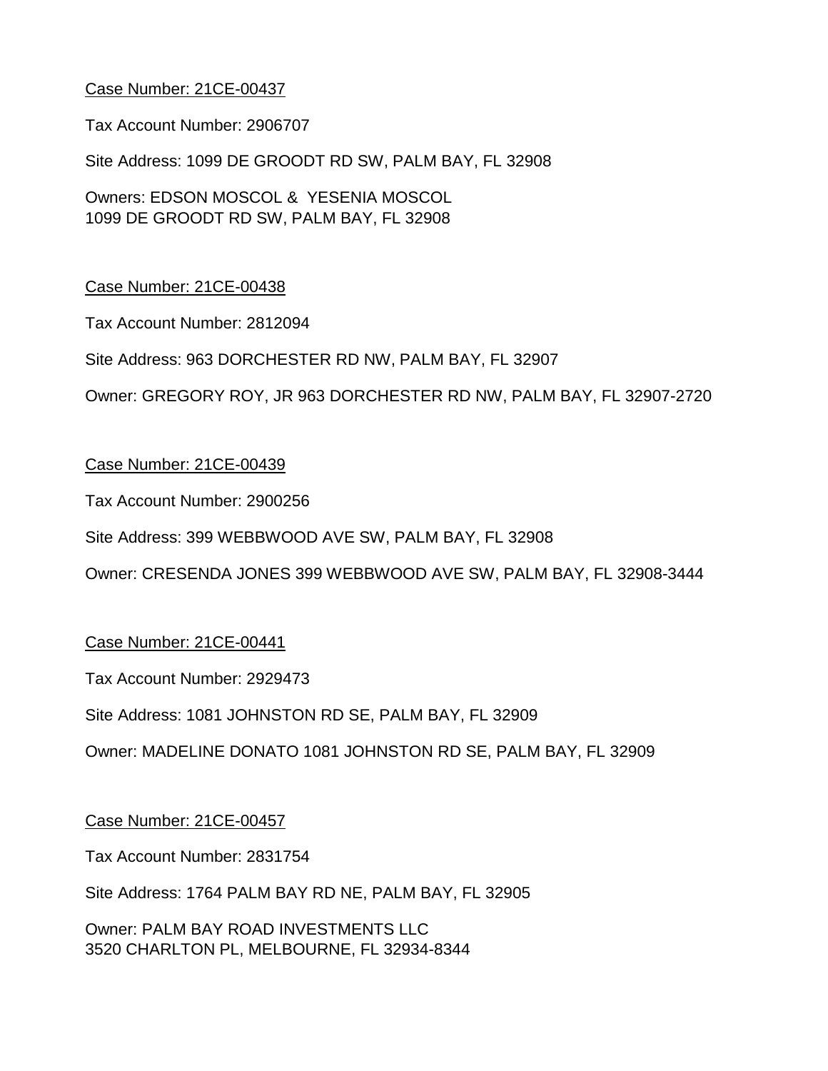<u>Case Number: 21CE-00437</u>

Tax Account Number: 2906707

Site Address: 1099 DE GROODT RD SW, PALM BAY, FL 32908

Owners: EDSON MOSCOL & YESENIA MOSCOL
1099 DE GROODT RD SW, PALM BAY, FL 32908

<u>Case Number: 21CE-00438</u>

Tax Account Number: 2812094

Site Address: 963 DORCHESTER RD NW, PALM BAY, FL 32907

Owner: GREGORY ROY, JR 963 DORCHESTER RD NW, PALM BAY, FL 32907-2720

<u>Case Number: 21CE-00439</u>

Tax Account Number: 2900256

Site Address: 399 WEBBWOOD AVE SW, PALM BAY, FL 32908

Owner: CRESENDA JONES 399 WEBBWOOD AVE SW, PALM BAY, FL 32908-3444

<u>Case Number: 21CE-00441</u>

Tax Account Number: 2929473

Site Address: 1081 JOHNSTON RD SE, PALM BAY, FL 32909

Owner: MADELINE DONATO 1081 JOHNSTON RD SE, PALM BAY, FL 32909

<u>Case Number: 21CE-00457</u>

Tax Account Number: 2831754

Site Address: 1764 PALM BAY RD NE, PALM BAY, FL 32905

Owner: PALM BAY ROAD INVESTMENTS LLC
3520 CHARLTON PL, MELBOURNE, FL 32934-8344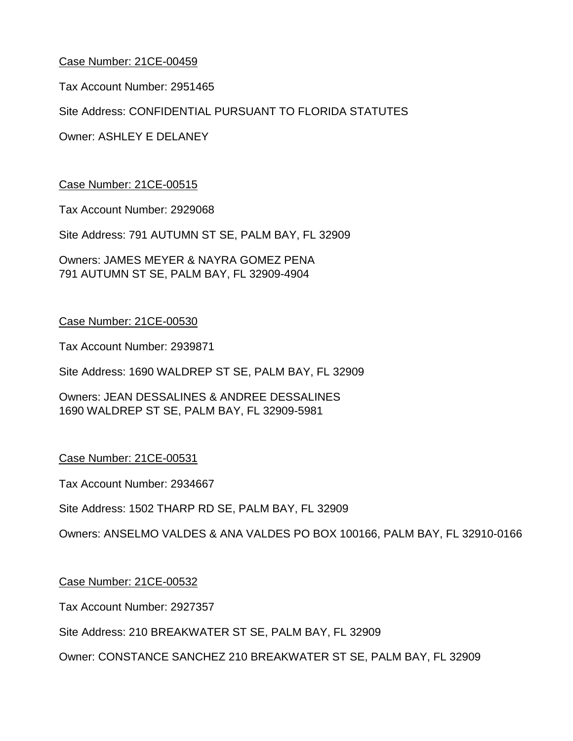<u>Case Number: 21CE-00459</u>

Tax Account Number: 2951465

Site Address: CONFIDENTIAL PURSUANT TO FLORIDA STATUTES

Owner: ASHLEY E DELANEY

<u>Case Number: 21CE-00515</u>

Tax Account Number: 2929068

Site Address: 791 AUTUMN ST SE, PALM BAY, FL 32909

Owners: JAMES MEYER & NAYRA GOMEZ PENA
791 AUTUMN ST SE, PALM BAY, FL 32909-4904

<u>Case Number: 21CE-00530</u>

Tax Account Number: 2939871

Site Address: 1690 WALDREP ST SE, PALM BAY, FL 32909

Owners: JEAN DESSALINES & ANDREE DESSALINES
1690 WALDREP ST SE, PALM BAY, FL 32909-5981

<u>Case Number: 21CE-00531</u>

Tax Account Number: 2934667

Site Address: 1502 THARP RD SE, PALM BAY, FL 32909

Owners: ANSELMO VALDES & ANA VALDES PO BOX 100166, PALM BAY, FL 32910-0166

<u>Case Number: 21CE-00532</u>

Tax Account Number: 2927357

Site Address: 210 BREAKWATER ST SE, PALM BAY, FL 32909

Owner: CONSTANCE SANCHEZ 210 BREAKWATER ST SE, PALM BAY, FL 32909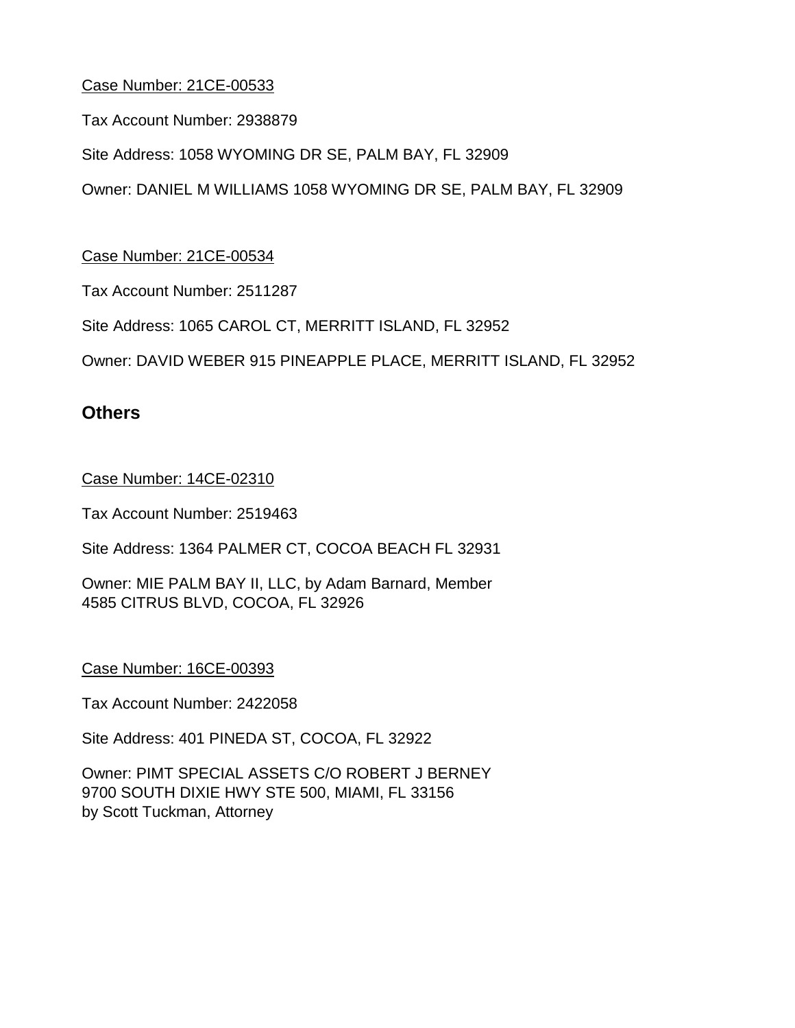Case Number: 21CE-00533

Tax Account Number: 2938879

Site Address: 1058 WYOMING DR SE, PALM BAY, FL 32909

Owner: DANIEL M WILLIAMS 1058 WYOMING DR SE, PALM BAY, FL 32909

Case Number: 21CE-00534

Tax Account Number: 2511287

Site Address: 1065 CAROL CT, MERRITT ISLAND, FL 32952

Owner: DAVID WEBER 915 PINEAPPLE PLACE, MERRITT ISLAND, FL 32952

## Others

Case Number: 14CE-02310

Tax Account Number: 2519463

Site Address: 1364 PALMER CT, COCOA BEACH FL 32931

Owner: MIE PALM BAY II, LLC, by Adam Barnard, Member
4585 CITRUS BLVD, COCOA, FL 32926

Case Number: 16CE-00393

Tax Account Number: 2422058

Site Address: 401 PINEDA ST, COCOA, FL 32922

Owner: PIMT SPECIAL ASSETS C/O ROBERT J BERNEY
9700 SOUTH DIXIE HWY STE 500, MIAMI, FL 33156
by Scott Tuckman, Attorney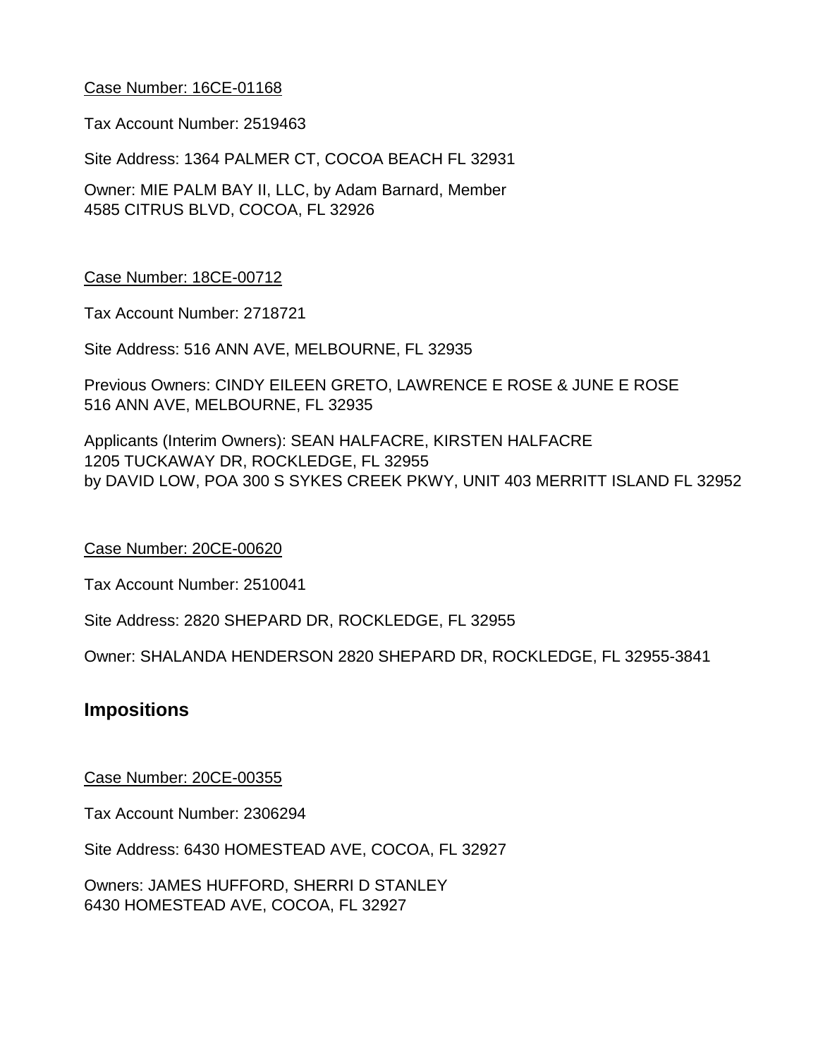<u>Case Number: 16CE-01168</u>

Tax Account Number: 2519463

Site Address: 1364 PALMER CT, COCOA BEACH FL 32931

Owner: MIE PALM BAY II, LLC, by Adam Barnard, Member
4585 CITRUS BLVD, COCOA, FL 32926

<u>Case Number: 18CE-00712</u>

Tax Account Number: 2718721

Site Address: 516 ANN AVE, MELBOURNE, FL 32935

Previous Owners: CINDY EILEEN GRETO, LAWRENCE E ROSE & JUNE E ROSE
516 ANN AVE, MELBOURNE, FL 32935

Applicants (Interim Owners): SEAN HALFACRE, KIRSTEN HALFACRE
1205 TUCKAWAY DR, ROCKLEDGE, FL 32955
by DAVID LOW, POA 300 S SYKES CREEK PKWY, UNIT 403 MERRITT ISLAND FL 32952

<u>Case Number: 20CE-00620</u>

Tax Account Number: 2510041

Site Address: 2820 SHEPARD DR, ROCKLEDGE, FL 32955

Owner: SHALANDA HENDERSON 2820 SHEPARD DR, ROCKLEDGE, FL 32955-3841

## Impositions

<u>Case Number: 20CE-00355</u>

Tax Account Number: 2306294

Site Address: 6430 HOMESTEAD AVE, COCOA, FL 32927

Owners: JAMES HUFFORD, SHERRI D STANLEY
6430 HOMESTEAD AVE, COCOA, FL 32927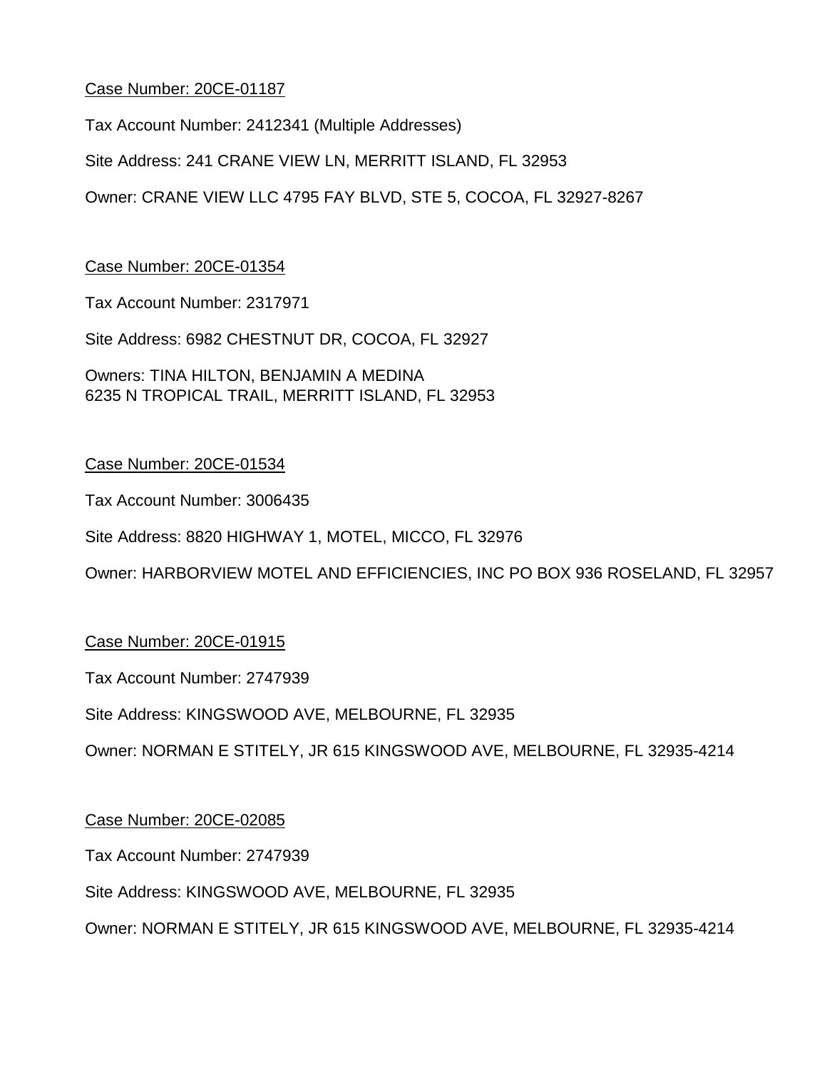Case Number: 20CE-01187

Tax Account Number: 2412341 (Multiple Addresses)

Site Address: 241 CRANE VIEW LN, MERRITT ISLAND, FL 32953

Owner: CRANE VIEW LLC 4795 FAY BLVD, STE 5, COCOA, FL 32927-8267

Case Number: 20CE-01354

Tax Account Number: 2317971

Site Address: 6982 CHESTNUT DR, COCOA, FL 32927

Owners: TINA HILTON, BENJAMIN A MEDINA
6235 N TROPICAL TRAIL, MERRITT ISLAND, FL 32953

Case Number: 20CE-01534

Tax Account Number: 3006435

Site Address: 8820 HIGHWAY 1, MOTEL, MICCO, FL 32976

Owner: HARBORVIEW MOTEL AND EFFICIENCIES, INC PO BOX 936 ROSELAND, FL 32957

Case Number: 20CE-01915

Tax Account Number: 2747939

Site Address: KINGSWOOD AVE, MELBOURNE, FL 32935

Owner: NORMAN E STITELY, JR 615 KINGSWOOD AVE, MELBOURNE, FL 32935-4214

Case Number: 20CE-02085

Tax Account Number: 2747939

Site Address: KINGSWOOD AVE, MELBOURNE, FL 32935

Owner: NORMAN E STITELY, JR 615 KINGSWOOD AVE, MELBOURNE, FL 32935-4214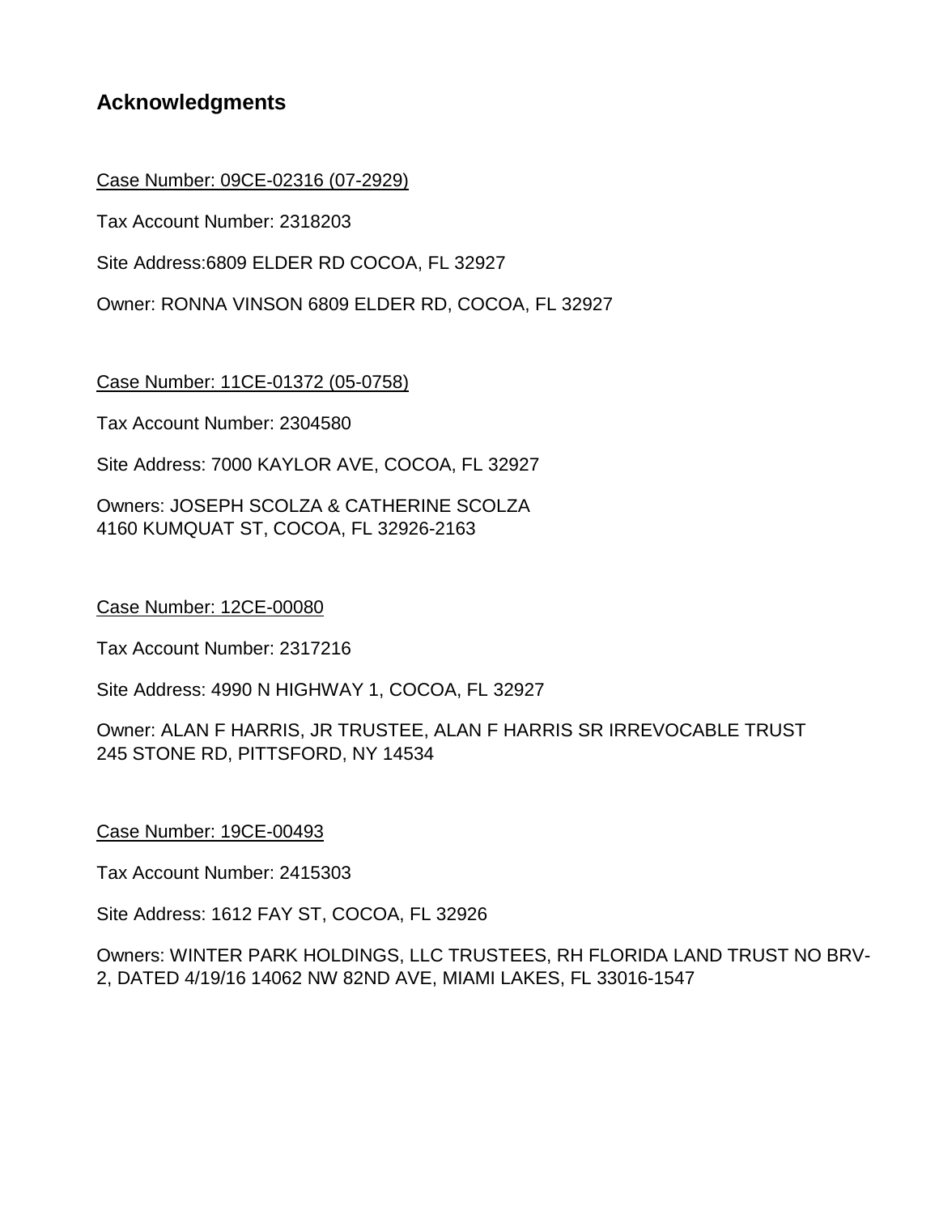## Acknowledgments

Case Number: 09CE-02316 (07-2929)

Tax Account Number: 2318203

Site Address:6809 ELDER RD COCOA, FL 32927

Owner: RONNA VINSON 6809 ELDER RD, COCOA, FL 32927

Case Number: 11CE-01372 (05-0758)

Tax Account Number: 2304580

Site Address: 7000 KAYLOR AVE, COCOA, FL 32927

Owners: JOSEPH SCOLZA & CATHERINE SCOLZA
4160 KUMQUAT ST, COCOA, FL 32926-2163

Case Number: 12CE-00080

Tax Account Number: 2317216

Site Address: 4990 N HIGHWAY 1, COCOA, FL 32927

Owner: ALAN F HARRIS, JR TRUSTEE, ALAN F HARRIS SR IRREVOCABLE TRUST
245 STONE RD, PITTSFORD, NY 14534

Case Number: 19CE-00493

Tax Account Number: 2415303

Site Address: 1612 FAY ST, COCOA, FL 32926

Owners: WINTER PARK HOLDINGS, LLC TRUSTEES, RH FLORIDA LAND TRUST NO BRV-2, DATED 4/19/16 14062 NW 82ND AVE, MIAMI LAKES, FL 33016-1547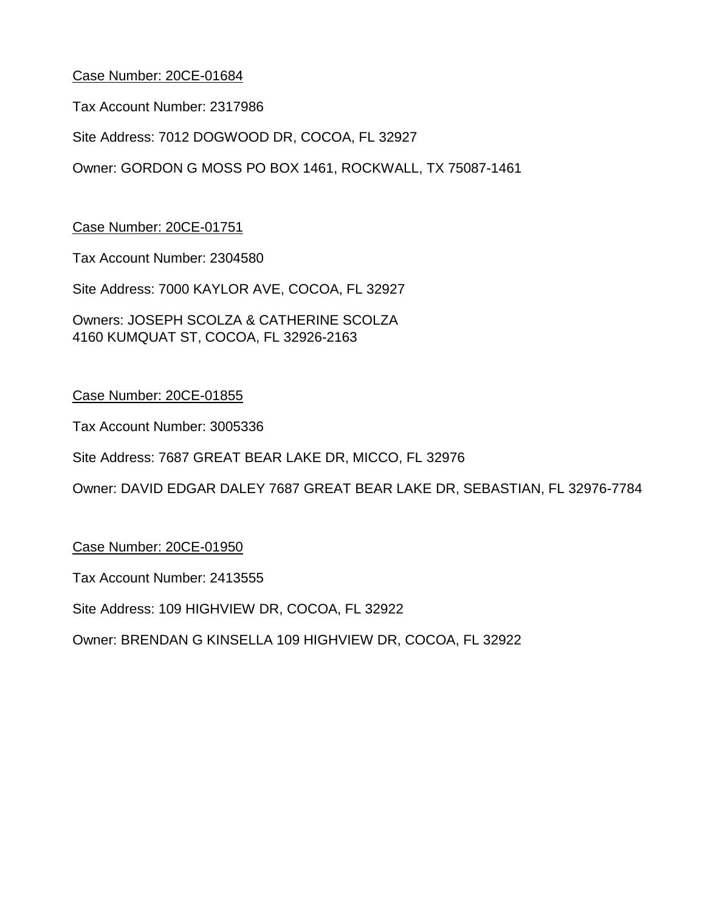<u>Case Number: 20CE-01684</u>

Tax Account Number: 2317986

Site Address: 7012 DOGWOOD DR, COCOA, FL 32927

Owner: GORDON G MOSS PO BOX 1461, ROCKWALL, TX 75087-1461

<u>Case Number: 20CE-01751</u>

Tax Account Number: 2304580

Site Address: 7000 KAYLOR AVE, COCOA, FL 32927

Owners: JOSEPH SCOLZA & CATHERINE SCOLZA
4160 KUMQUAT ST, COCOA, FL 32926-2163

<u>Case Number: 20CE-01855</u>

Tax Account Number: 3005336

Site Address: 7687 GREAT BEAR LAKE DR, MICCO, FL 32976

Owner: DAVID EDGAR DALEY 7687 GREAT BEAR LAKE DR, SEBASTIAN, FL 32976-7784

<u>Case Number: 20CE-01950</u>

Tax Account Number: 2413555

Site Address: 109 HIGHVIEW DR, COCOA, FL 32922

Owner: BRENDAN G KINSELLA 109 HIGHVIEW DR, COCOA, FL 32922